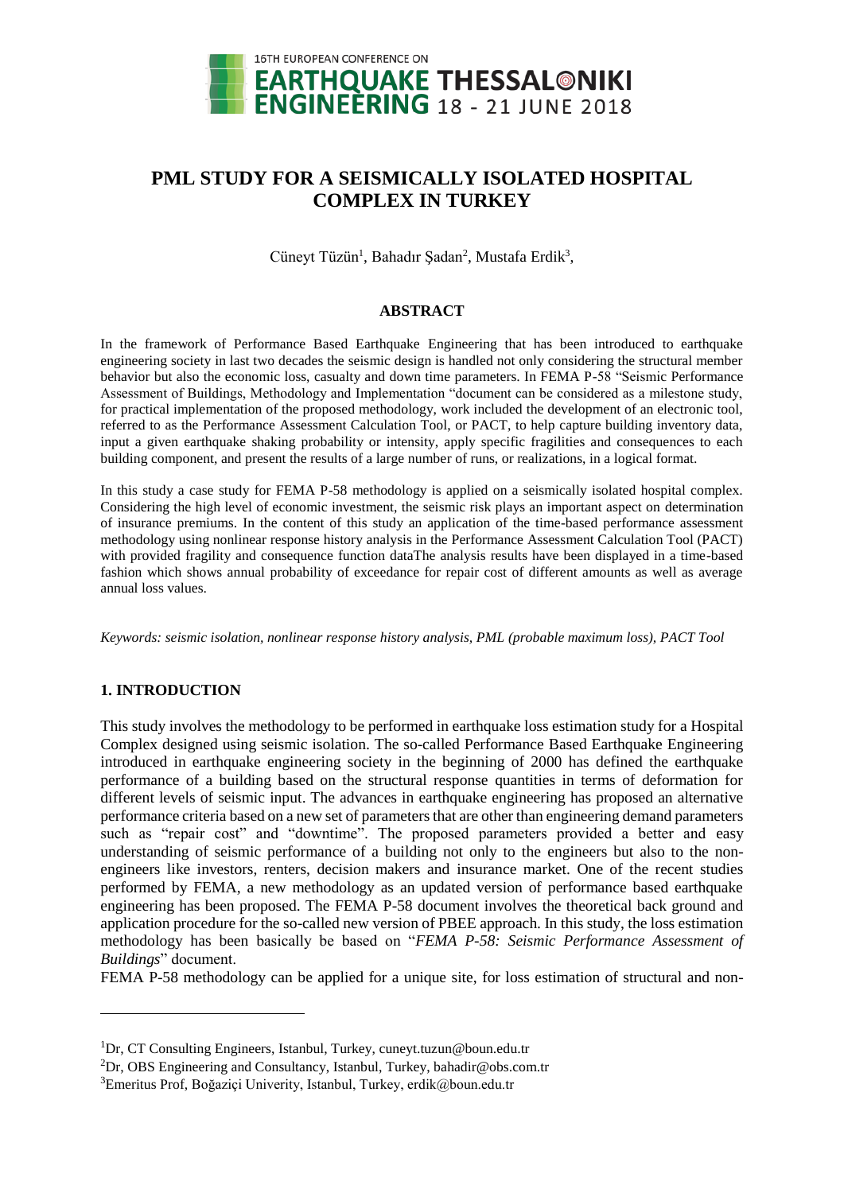# PML STUDY FOR A SEISMICALLY ISOLATED HOSPITAL COMPLEX IN TURKEY

Cüneyt Tüzün[1], Bahadır Şadan[2], Mustafa Erdik[3],

### ABSTRACT

In the framework of Performance Based Earthquake Engineering that has been introduced to earthquake engineering society in last two decades the seismic design is handled not only considering the structural member behavior but also the economic loss, casualty and down time parameters. In FEMA P-58 "Seismic Performance Assessment of Buildings, Methodology and Implementation "document can be considered as a milestone study, for practical implementation of the proposed methodology, work included the development of an electronic tool, referred to as the Performance Assessment Calculation Tool, or PACT, to help capture building inventory data, input a given earthquake shaking probability or intensity, apply specific fragilities and consequences to each building component, and present the results of a large number of runs, or realizations, in a logical format.

In this study a case study for FEMA P-58 methodology is applied on a seismically isolated hospital complex. Considering the high level of economic investment, the seismic risk plays an important aspect on determination of insurance premiums. In the content of this study an application of the time-based performance assessment methodology using nonlinear response history analysis in the Performance Assessment Calculation Tool (PACT) with provided fragility and consequence function dataThe analysis results have been displayed in a time-based fashion which shows annual probability of exceedance for repair cost of different amounts as well as average annual loss values.

*Keywords: seismic isolation, nonlinear response history analysis, PML (probable maximum loss), PACT Tool*

## 1. INTRODUCTION

This study involves the methodology to be performed in earthquake loss estimation study for a Hospital Complex designed using seismic isolation. The so-called Performance Based Earthquake Engineering introduced in earthquake engineering society in the beginning of 2000 has defined the earthquake performance of a building based on the structural response quantities in terms of deformation for different levels of seismic input. The advances in earthquake engineering has proposed an alternative performance criteria based on a new set of parameters that are other than engineering demand parameters such as "repair cost" and "downtime". The proposed parameters provided a better and easy understanding of seismic performance of a building not only to the engineers but also to the non-engineers like investors, renters, decision makers and insurance market. One of the recent studies performed by FEMA, a new methodology as an updated version of performance based earthquake engineering has been proposed. The FEMA P-58 document involves the theoretical back ground and application procedure for the so-called new version of PBEE approach. In this study, the loss estimation methodology has been basically be based on "*FEMA P-58: Seismic Performance Assessment of Buildings*" document.

FEMA P-58 methodology can be applied for a unique site, for loss estimation of structural and non-

---

[1]Dr, CT Consulting Engineers, Istanbul, Turkey, cuneyt.tuzun@boun.edu.tr

[2]Dr, OBS Engineering and Consultancy, Istanbul, Turkey, bahadir@obs.com.tr

[3]Emeritus Prof, Boğaziçi Univerity, Istanbul, Turkey, erdik@boun.edu.tr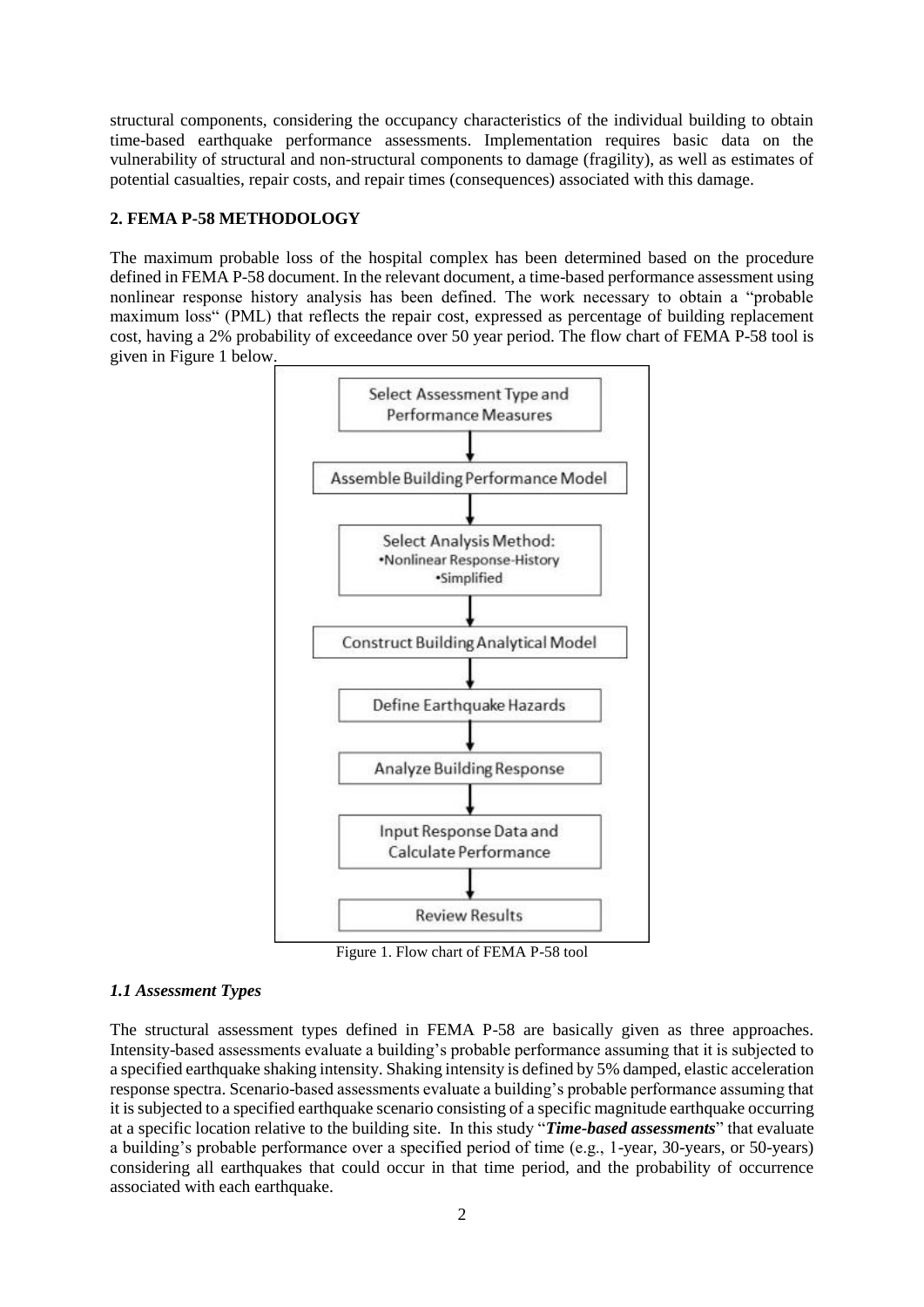structural components, considering the occupancy characteristics of the individual building to obtain time-based earthquake performance assessments. Implementation requires basic data on the vulnerability of structural and non-structural components to damage (fragility), as well as estimates of potential casualties, repair costs, and repair times (consequences) associated with this damage.

## 2. FEMA P-58 METHODOLOGY

The maximum probable loss of the hospital complex has been determined based on the procedure defined in FEMA P-58 document. In the relevant document, a time-based performance assessment using nonlinear response history analysis has been defined. The work necessary to obtain a "probable maximum loss" (PML) that reflects the repair cost, expressed as percentage of building replacement cost, having a 2% probability of exceedance over 50 year period. The flow chart of FEMA P-58 tool is given in Figure 1 below.

Select Assessment Type and Performance Measures
↓
Assemble Building Performance Model
↓
Select Analysis Method:
- Nonlinear Response-History
- Simplified

↓
Construct Building Analytical Model
↓
Define Earthquake Hazards
↓
Analyze Building Response
↓
Input Response Data and Calculate Performance
↓
Review Results

Figure 1. Flow chart of FEMA P-58 tool

### *1.1 Assessment Types*

The structural assessment types defined in FEMA P-58 are basically given as three approaches. Intensity-based assessments evaluate a building's probable performance assuming that it is subjected to a specified earthquake shaking intensity. Shaking intensity is defined by 5% damped, elastic acceleration response spectra. Scenario-based assessments evaluate a building's probable performance assuming that it is subjected to a specified earthquake scenario consisting of a specific magnitude earthquake occurring at a specific location relative to the building site. In this study "***Time-based assessments***" that evaluate a building's probable performance over a specified period of time (e.g., 1-year, 30-years, or 50-years) considering all earthquakes that could occur in that time period, and the probability of occurrence associated with each earthquake.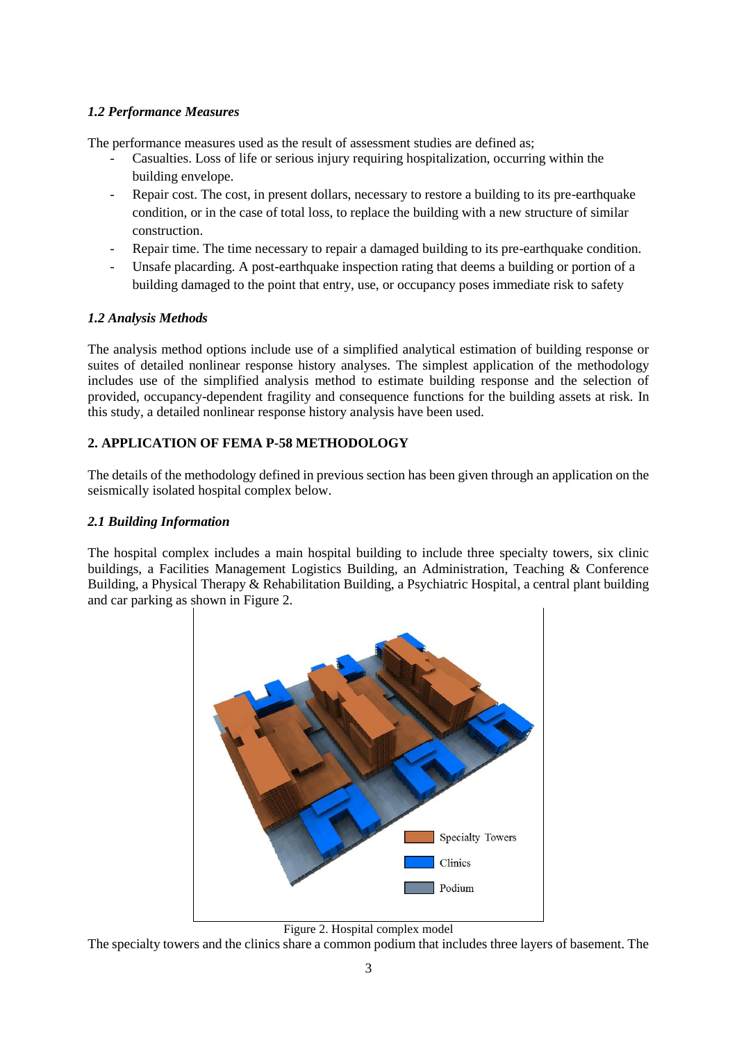### *1.2 Performance Measures*

The performance measures used as the result of assessment studies are defined as;

- Casualties. Loss of life or serious injury requiring hospitalization, occurring within the building envelope.
- Repair cost. The cost, in present dollars, necessary to restore a building to its pre-earthquake condition, or in the case of total loss, to replace the building with a new structure of similar construction.
- Repair time. The time necessary to repair a damaged building to its pre-earthquake condition.
- Unsafe placarding. A post-earthquake inspection rating that deems a building or portion of a building damaged to the point that entry, use, or occupancy poses immediate risk to safety

### *1.2 Analysis Methods*

The analysis method options include use of a simplified analytical estimation of building response or suites of detailed nonlinear response history analyses. The simplest application of the methodology includes use of the simplified analysis method to estimate building response and the selection of provided, occupancy-dependent fragility and consequence functions for the building assets at risk. In this study, a detailed nonlinear response history analysis have been used.

## 2. APPLICATION OF FEMA P-58 METHODOLOGY

The details of the methodology defined in previous section has been given through an application on the seismically isolated hospital complex below.

### *2.1 Building Information*

The hospital complex includes a main hospital building to include three specialty towers, six clinic buildings, a Facilities Management Logistics Building, an Administration, Teaching & Conference Building, a Physical Therapy & Rehabilitation Building, a Psychiatric Hospital, a central plant building and car parking as shown in Figure 2.

Figure 2. Hospital complex model

The specialty towers and the clinics share a common podium that includes three layers of basement. The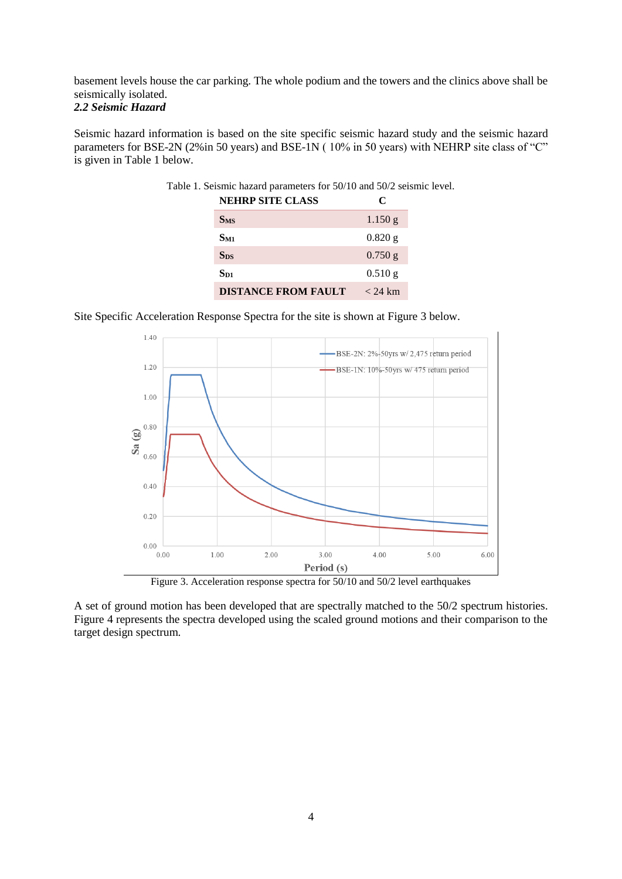basement levels house the car parking. The whole podium and the towers and the clinics above shall be seismically isolated.

### *2.2 Seismic Hazard*

Seismic hazard information is based on the site specific seismic hazard study and the seismic hazard parameters for BSE-2N (2%in 50 years) and BSE-1N ( 10% in 50 years) with NEHRP site class of "C" is given in Table 1 below.

Table 1. Seismic hazard parameters for 50/10 and 50/2 seismic level.

| **NEHRP SITE CLASS** | **C** |
|---|---|
| $S_{MS}$ | 1.150 g |
| $S_{M1}$ | 0.820 g |
| $S_{DS}$ | 0.750 g |
| $S_{D1}$ | 0.510 g |
| **DISTANCE FROM FAULT** | < 24 km |

Site Specific Acceleration Response Spectra for the site is shown at Figure 3 below.

Figure 3. Acceleration response spectra for 50/10 and 50/2 level earthquakes

A set of ground motion has been developed that are spectrally matched to the 50/2 spectrum histories. Figure 4 represents the spectra developed using the scaled ground motions and their comparison to the target design spectrum.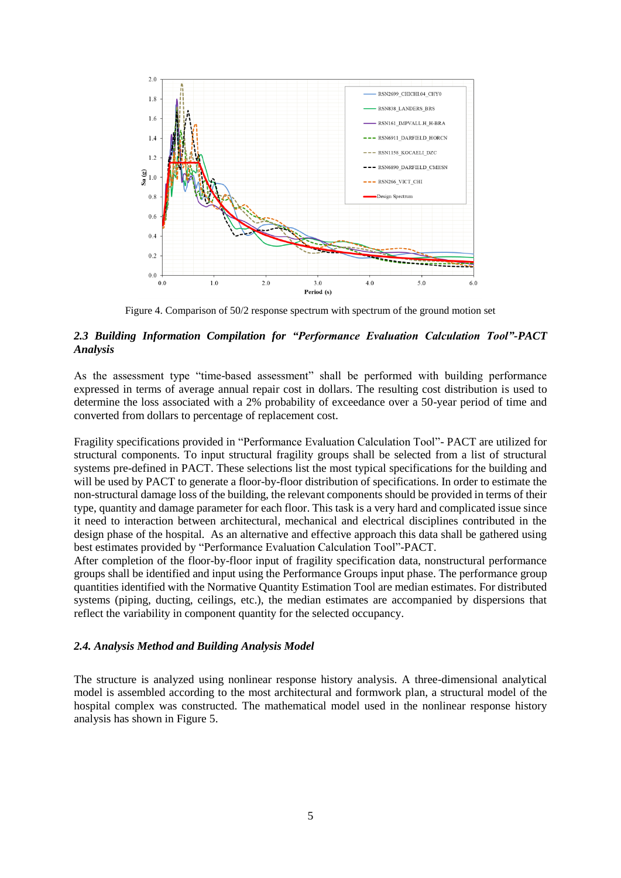Figure 4. Comparison of 50/2 response spectrum with spectrum of the ground motion set

### *2.3 Building Information Compilation for "Performance Evaluation Calculation Tool"-PACT Analysis*

As the assessment type "time-based assessment" shall be performed with building performance expressed in terms of average annual repair cost in dollars. The resulting cost distribution is used to determine the loss associated with a 2% probability of exceedance over a 50-year period of time and converted from dollars to percentage of replacement cost.

Fragility specifications provided in "Performance Evaluation Calculation Tool"- PACT are utilized for structural components. To input structural fragility groups shall be selected from a list of structural systems pre-defined in PACT. These selections list the most typical specifications for the building and will be used by PACT to generate a floor-by-floor distribution of specifications. In order to estimate the non-structural damage loss of the building, the relevant components should be provided in terms of their type, quantity and damage parameter for each floor. This task is a very hard and complicated issue since it need to interaction between architectural, mechanical and electrical disciplines contributed in the design phase of the hospital. As an alternative and effective approach this data shall be gathered using best estimates provided by "Performance Evaluation Calculation Tool"-PACT.
After completion of the floor-by-floor input of fragility specification data, nonstructural performance groups shall be identified and input using the Performance Groups input phase. The performance group quantities identified with the Normative Quantity Estimation Tool are median estimates. For distributed systems (piping, ducting, ceilings, etc.), the median estimates are accompanied by dispersions that reflect the variability in component quantity for the selected occupancy.

### *2.4. Analysis Method and Building Analysis Model*

The structure is analyzed using nonlinear response history analysis. A three-dimensional analytical model is assembled according to the most architectural and formwork plan, a structural model of the hospital complex was constructed. The mathematical model used in the nonlinear response history analysis has shown in Figure 5.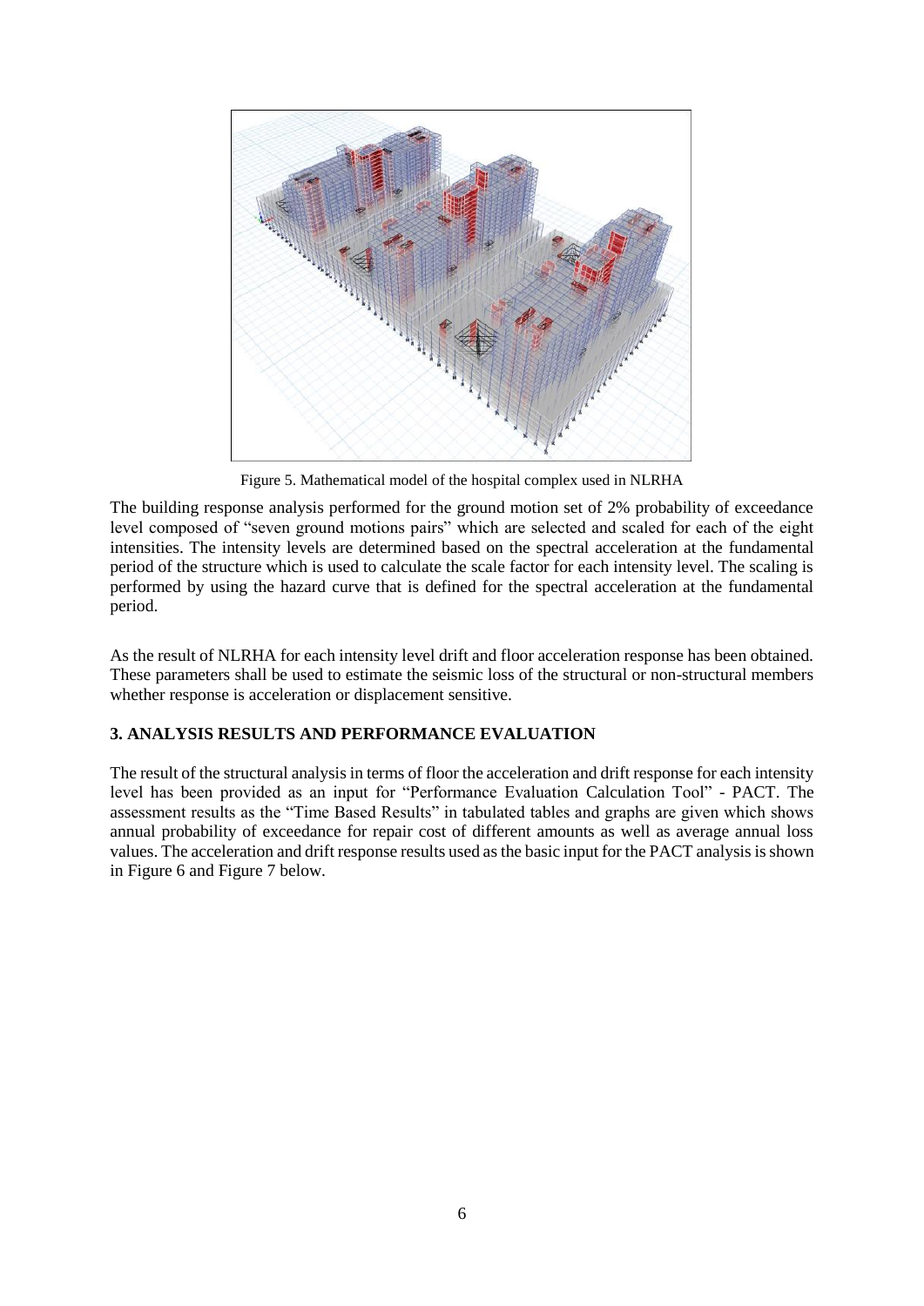Figure 5. Mathematical model of the hospital complex used in NLRHA

The building response analysis performed for the ground motion set of 2% probability of exceedance level composed of "seven ground motions pairs" which are selected and scaled for each of the eight intensities. The intensity levels are determined based on the spectral acceleration at the fundamental period of the structure which is used to calculate the scale factor for each intensity level. The scaling is performed by using the hazard curve that is defined for the spectral acceleration at the fundamental period.

As the result of NLRHA for each intensity level drift and floor acceleration response has been obtained. These parameters shall be used to estimate the seismic loss of the structural or non-structural members whether response is acceleration or displacement sensitive.

## 3. ANALYSIS RESULTS AND PERFORMANCE EVALUATION

The result of the structural analysis in terms of floor the acceleration and drift response for each intensity level has been provided as an input for "Performance Evaluation Calculation Tool" - PACT. The assessment results as the "Time Based Results" in tabulated tables and graphs are given which shows annual probability of exceedance for repair cost of different amounts as well as average annual loss values. The acceleration and drift response results used as the basic input for the PACT analysis is shown in Figure 6 and Figure 7 below.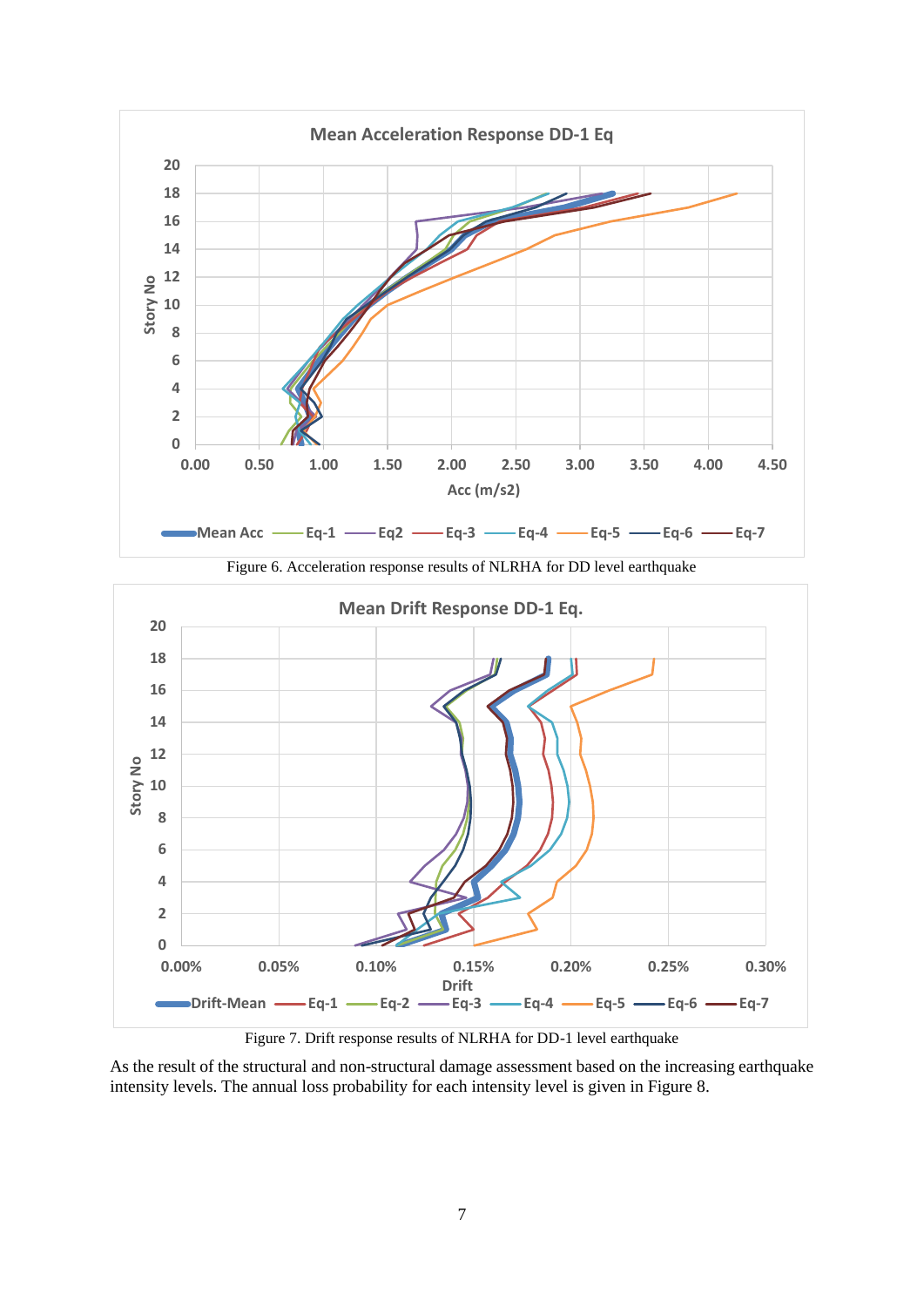Figure 6. Acceleration response results of NLRHA for DD level earthquake

Figure 7. Drift response results of NLRHA for DD-1 level earthquake

As the result of the structural and non-structural damage assessment based on the increasing earthquake intensity levels. The annual loss probability for each intensity level is given in Figure 8.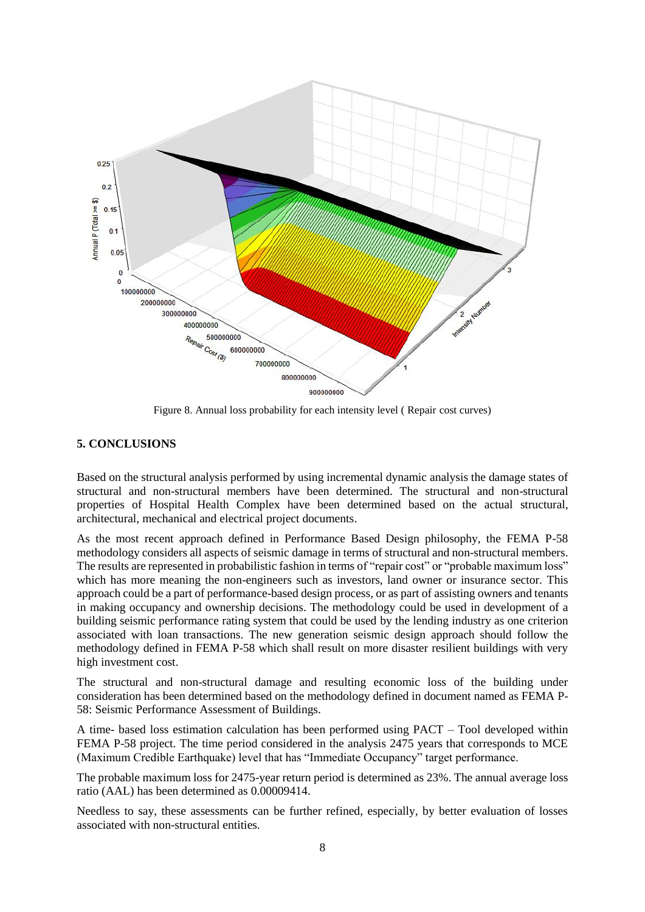Figure 8. Annual loss probability for each intensity level ( Repair cost curves)

## 5. CONCLUSIONS

Based on the structural analysis performed by using incremental dynamic analysis the damage states of structural and non-structural members have been determined. The structural and non-structural properties of Hospital Health Complex have been determined based on the actual structural, architectural, mechanical and electrical project documents.

As the most recent approach defined in Performance Based Design philosophy, the FEMA P-58 methodology considers all aspects of seismic damage in terms of structural and non-structural members. The results are represented in probabilistic fashion in terms of "repair cost" or "probable maximum loss" which has more meaning the non-engineers such as investors, land owner or insurance sector. This approach could be a part of performance-based design process, or as part of assisting owners and tenants in making occupancy and ownership decisions. The methodology could be used in development of a building seismic performance rating system that could be used by the lending industry as one criterion associated with loan transactions. The new generation seismic design approach should follow the methodology defined in FEMA P-58 which shall result on more disaster resilient buildings with very high investment cost.

The structural and non-structural damage and resulting economic loss of the building under consideration has been determined based on the methodology defined in document named as FEMA P-58: Seismic Performance Assessment of Buildings.

A time- based loss estimation calculation has been performed using PACT – Tool developed within FEMA P-58 project. The time period considered in the analysis 2475 years that corresponds to MCE (Maximum Credible Earthquake) level that has "Immediate Occupancy" target performance.

The probable maximum loss for 2475-year return period is determined as 23%. The annual average loss ratio (AAL) has been determined as 0.00009414.

Needless to say, these assessments can be further refined, especially, by better evaluation of losses associated with non-structural entities.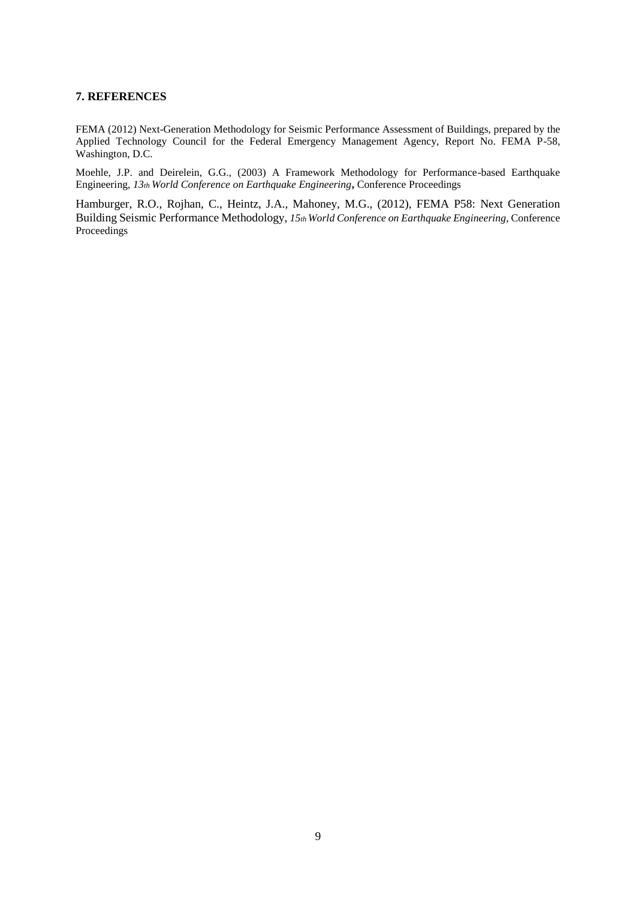## 7. REFERENCES

FEMA (2012) Next-Generation Methodology for Seismic Performance Assessment of Buildings, prepared by the Applied Technology Council for the Federal Emergency Management Agency, Report No. FEMA P-58, Washington, D.C.

Moehle, J.P. and Deirelein, G.G., (2003) A Framework Methodology for Performance-based Earthquake Engineering, *13th World Conference on Earthquake Engineering***,** Conference Proceedings

Hamburger, R.O., Rojhan, C., Heintz, J.A., Mahoney, M.G., (2012), FEMA P58: Next Generation Building Seismic Performance Methodology, *15th World Conference on Earthquake Engineering*, Conference Proceedings